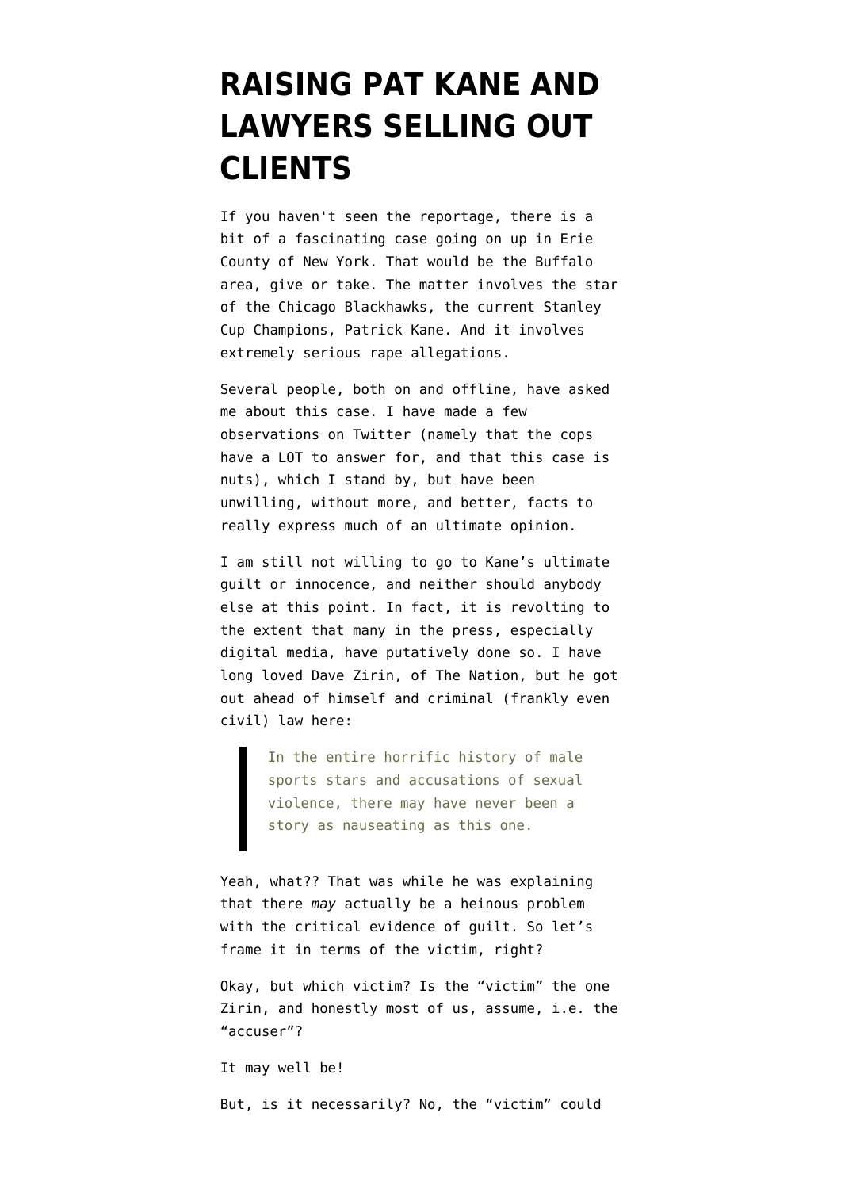# RAISING PAT KANE AND LAWYERS SELLING OUT CLIENTS

If you haven't seen the reportage, there is a bit of a fascinating case going on up in Erie County of New York. That would be the Buffalo area, give or take. The matter involves the star of the Chicago Blackhawks, the current Stanley Cup Champions, Patrick Kane. And it involves extremely serious rape allegations.

Several people, both on and offline, have asked me about this case. I have made a few observations on Twitter (namely that the cops have a LOT to answer for, and that this case is nuts), which I stand by, but have been unwilling, without more, and better, facts to really express much of an ultimate opinion.

I am still not willing to go to Kane's ultimate guilt or innocence, and neither should anybody else at this point. In fact, it is revolting to the extent that many in the press, especially digital media, have putatively done so. I have long loved Dave Zirin, of The Nation, but he got out ahead of himself and criminal (frankly even civil) law here:

> In the entire horrific history of male sports stars and accusations of sexual violence, there may have never been a story as nauseating as this one.

Yeah, what?? That was while he was explaining that there *may* actually be a heinous problem with the critical evidence of guilt. So let's frame it in terms of the victim, right?

Okay, but which victim? Is the "victim" the one Zirin, and honestly most of us, assume, i.e. the "accuser"?

It may well be!

But, is it necessarily? No, the "victim" could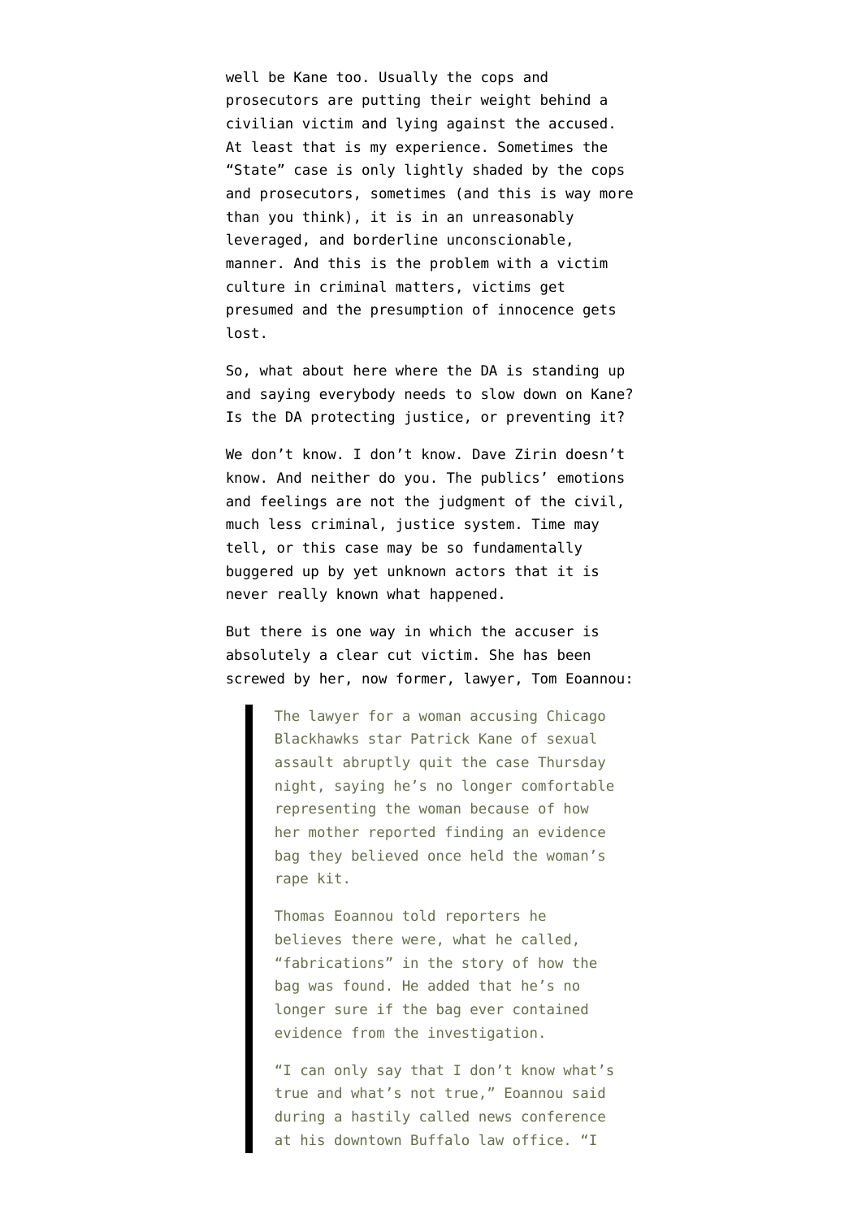well be Kane too. Usually the cops and prosecutors are putting their weight behind a civilian victim and lying against the accused. At least that is my experience. Sometimes the "State" case is only lightly shaded by the cops and prosecutors, sometimes (and this is way more than you think), it is in an unreasonably leveraged, and borderline unconscionable, manner. And this is the problem with a victim culture in criminal matters, victims get presumed and the presumption of innocence gets lost.

So, what about here where the DA is standing up and saying everybody needs to slow down on Kane? Is the DA protecting justice, or preventing it?

We don't know. I don't know. Dave Zirin doesn't know. And neither do you. The publics' emotions and feelings are not the judgment of the civil, much less criminal, justice system. Time may tell, or this case may be so fundamentally buggered up by yet unknown actors that it is never really known what happened.

But there is one way in which the accuser is absolutely a clear cut victim. She has been screwed by her, now former, lawyer, Tom Eoannou:

> The lawyer for a woman accusing Chicago Blackhawks star Patrick Kane of sexual assault abruptly quit the case Thursday night, saying he's no longer comfortable representing the woman because of how her mother reported finding an evidence bag they believed once held the woman's rape kit.
>
> Thomas Eoannou told reporters he believes there were, what he called, "fabrications" in the story of how the bag was found. He added that he's no longer sure if the bag ever contained evidence from the investigation.
>
> "I can only say that I don't know what's true and what's not true," Eoannou said during a hastily called news conference at his downtown Buffalo law office. "I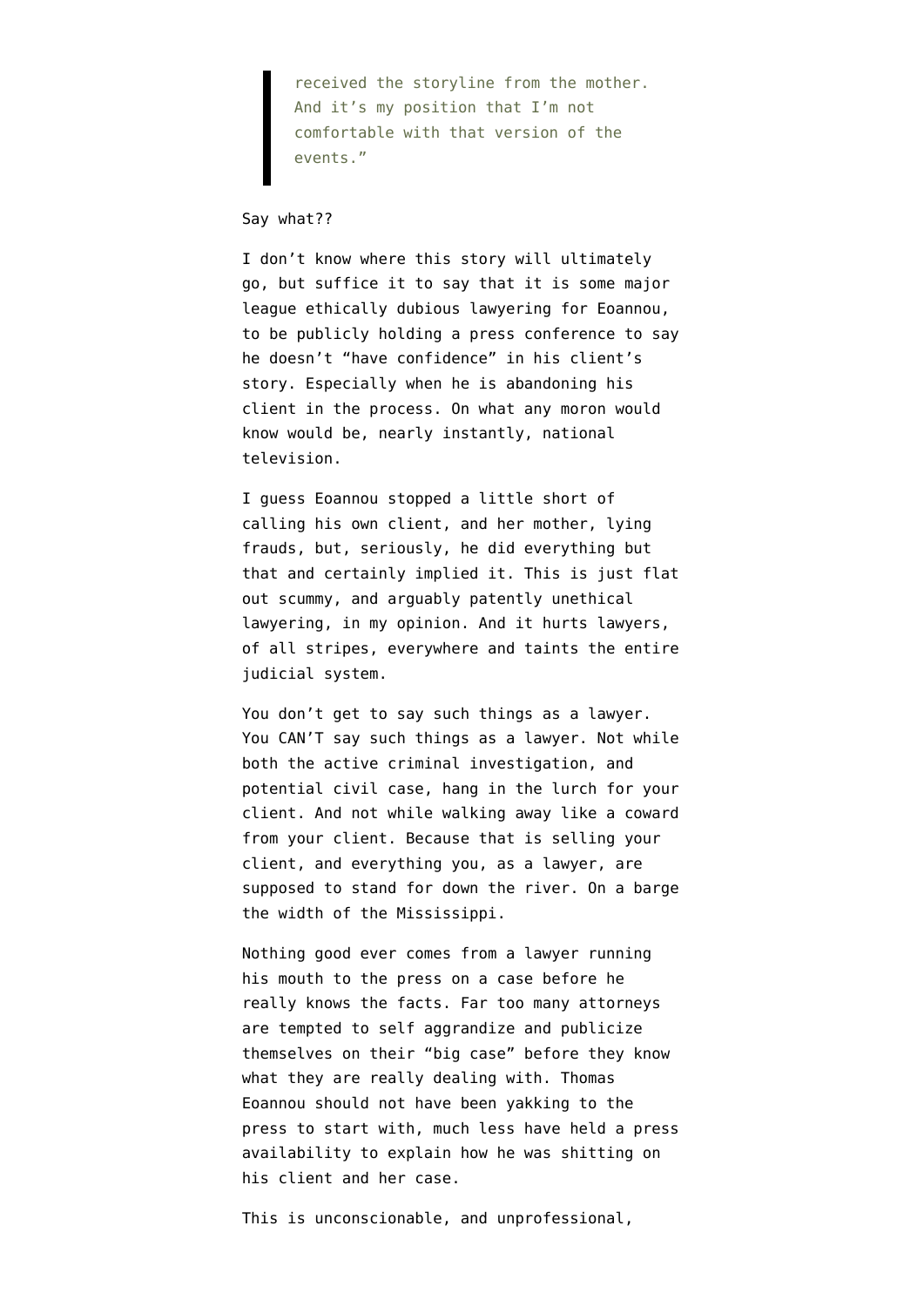> received the storyline from the mother. And it's my position that I'm not comfortable with that version of the events."

Say what??

I don't know where this story will ultimately go, but suffice it to say that it is some major league ethically dubious lawyering for Eoannou, to be publicly holding a press conference to say he doesn't "have confidence" in his client's story. Especially when he is abandoning his client in the process. On what any moron would know would be, nearly instantly, national television.

I guess Eoannou stopped a little short of calling his own client, and her mother, lying frauds, but, seriously, he did everything but that and certainly implied it. This is just flat out scummy, and arguably patently unethical lawyering, in my opinion. And it hurts lawyers, of all stripes, everywhere and taints the entire judicial system.

You don't get to say such things as a lawyer. You CAN'T say such things as a lawyer. Not while both the active criminal investigation, and potential civil case, hang in the lurch for your client. And not while walking away like a coward from your client. Because that is selling your client, and everything you, as a lawyer, are supposed to stand for down the river. On a barge the width of the Mississippi.

Nothing good ever comes from a lawyer running his mouth to the press on a case before he really knows the facts. Far too many attorneys are tempted to self aggrandize and publicize themselves on their "big case" before they know what they are really dealing with. Thomas Eoannou should not have been yakking to the press to start with, much less have held a press availability to explain how he was shitting on his client and her case.

This is unconscionable, and unprofessional,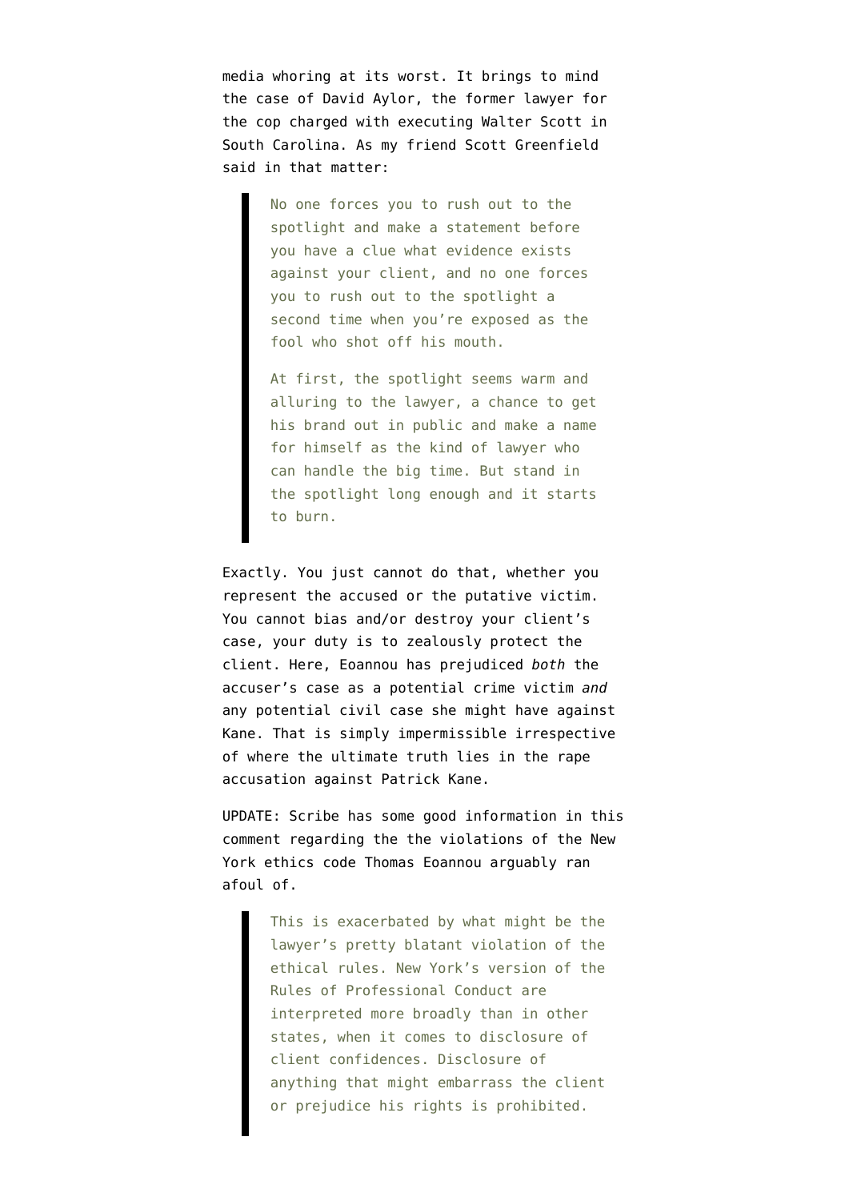media whoring at its worst. It brings to mind the case of David Aylor, the former lawyer for the cop charged with executing Walter Scott in South Carolina. As my friend Scott Greenfield said in that matter:

> No one forces you to rush out to the spotlight and make a statement before you have a clue what evidence exists against your client, and no one forces you to rush out to the spotlight a second time when you're exposed as the fool who shot off his mouth.
>
> At first, the spotlight seems warm and alluring to the lawyer, a chance to get his brand out in public and make a name for himself as the kind of lawyer who can handle the big time. But stand in the spotlight long enough and it starts to burn.

Exactly. You just cannot do that, whether you represent the accused or the putative victim. You cannot bias and/or destroy your client's case, your duty is to zealously protect the client. Here, Eoannou has prejudiced *both* the accuser's case as a potential crime victim *and* any potential civil case she might have against Kane. That is simply impermissible irrespective of where the ultimate truth lies in the rape accusation against Patrick Kane.

UPDATE: Scribe has some good information in this comment regarding the the violations of the New York ethics code Thomas Eoannou arguably ran afoul of.

> This is exacerbated by what might be the lawyer's pretty blatant violation of the ethical rules. New York's version of the Rules of Professional Conduct are interpreted more broadly than in other states, when it comes to disclosure of client confidences. Disclosure of anything that might embarrass the client or prejudice his rights is prohibited.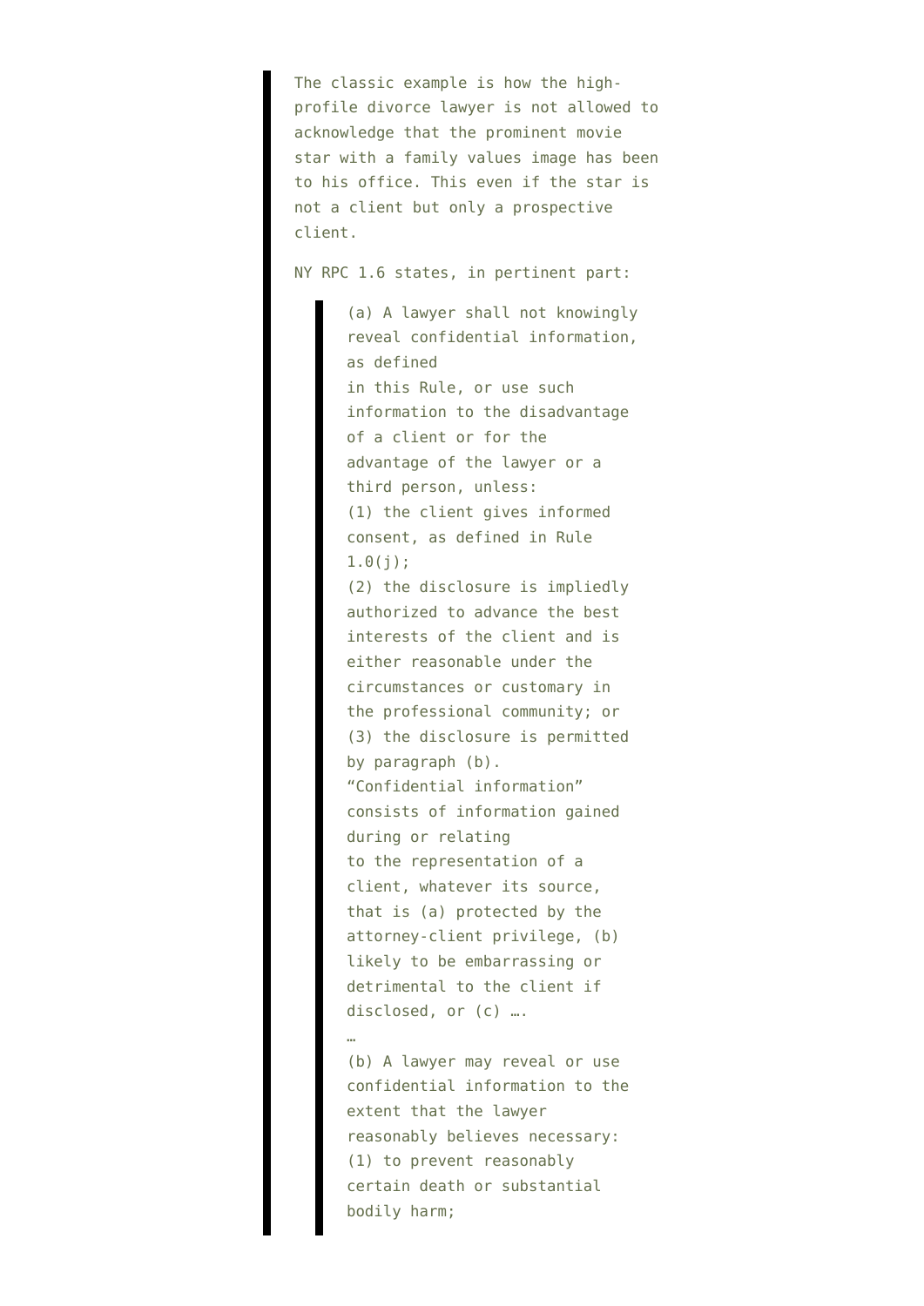> The classic example is how the high-profile divorce lawyer is not allowed to acknowledge that the prominent movie star with a family values image has been to his office. This even if the star is not a client but only a prospective client.
>
> NY RPC 1.6 states, in pertinent part:
>
> > (a) A lawyer shall not knowingly reveal confidential information, as defined in this Rule, or use such information to the disadvantage of a client or for the advantage of the lawyer or a third person, unless:
> > (1) the client gives informed consent, as defined in Rule 1.0(j);
> > (2) the disclosure is impliedly authorized to advance the best interests of the client and is either reasonable under the circumstances or customary in the professional community; or
> > (3) the disclosure is permitted by paragraph (b).
> > "Confidential information" consists of information gained during or relating to the representation of a client, whatever its source, that is (a) protected by the attorney-client privilege, (b) likely to be embarrassing or detrimental to the client if disclosed, or (c) ….
> > …
> > (b) A lawyer may reveal or use confidential information to the extent that the lawyer reasonably believes necessary:
> > (1) to prevent reasonably certain death or substantial bodily harm;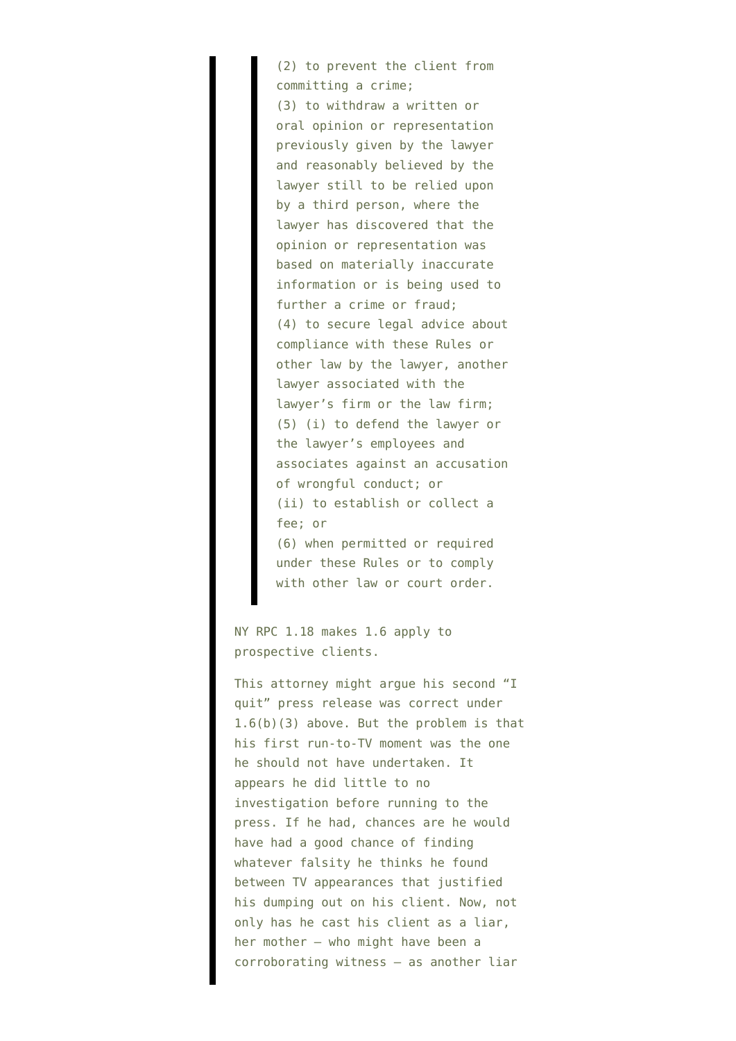> > (2) to prevent the client from committing a crime;
> > (3) to withdraw a written or oral opinion or representation previously given by the lawyer and reasonably believed by the lawyer still to be relied upon by a third person, where the lawyer has discovered that the opinion or representation was based on materially inaccurate information or is being used to further a crime or fraud;
> > (4) to secure legal advice about compliance with these Rules or other law by the lawyer, another lawyer associated with the lawyer's firm or the law firm;
> > (5) (i) to defend the lawyer or the lawyer's employees and associates against an accusation of wrongful conduct; or
> > (ii) to establish or collect a fee; or
> > (6) when permitted or required under these Rules or to comply with other law or court order.
>
> NY RPC 1.18 makes 1.6 apply to prospective clients.
>
> This attorney might argue his second "I quit" press release was correct under 1.6(b)(3) above. But the problem is that his first run-to-TV moment was the one he should not have undertaken. It appears he did little to no investigation before running to the press. If he had, chances are he would have had a good chance of finding whatever falsity he thinks he found between TV appearances that justified his dumping out on his client. Now, not only has he cast his client as a liar, her mother – who might have been a corroborating witness – as another liar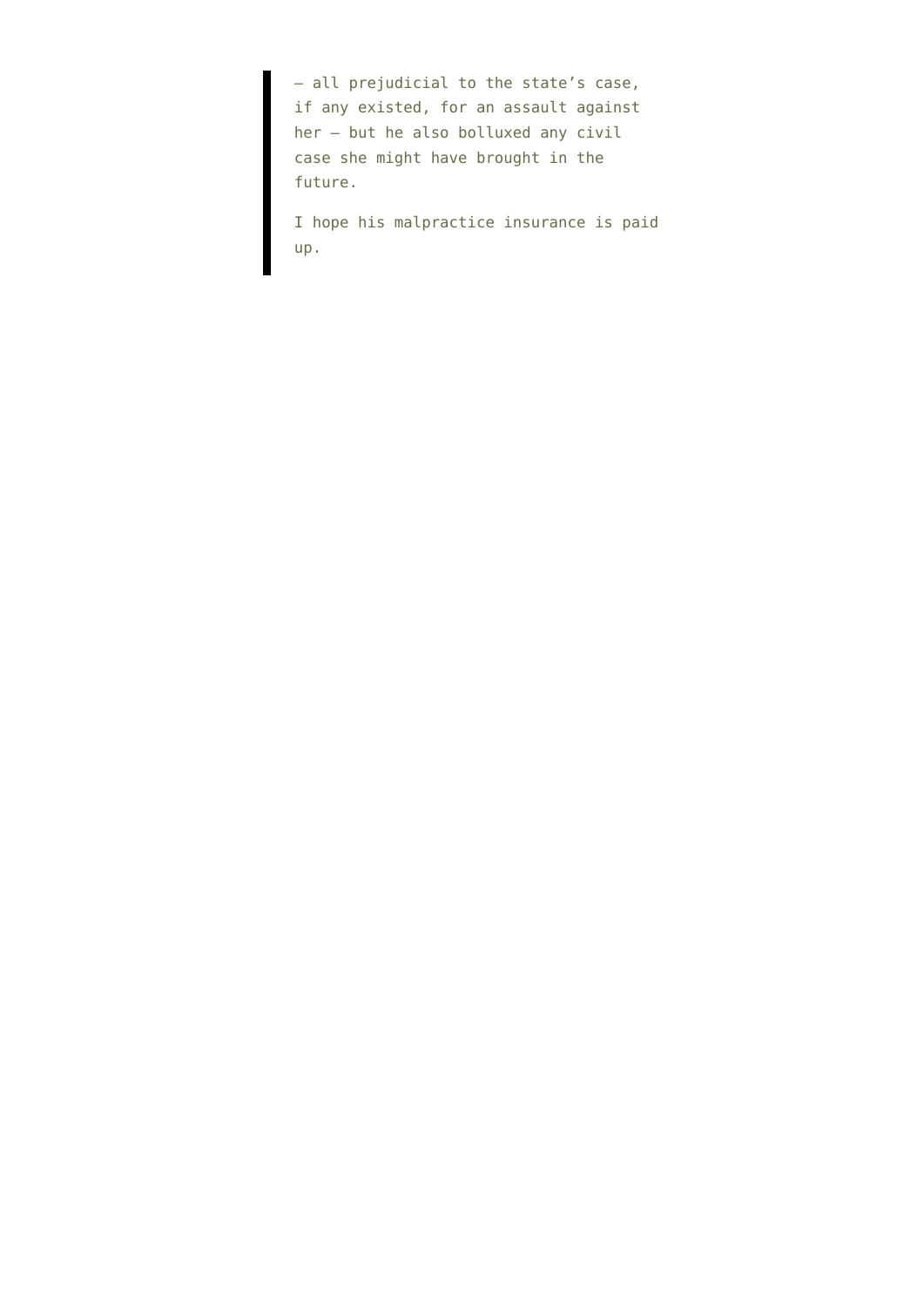> — all prejudicial to the state's case, if any existed, for an assault against her — but he also bolluxed any civil case she might have brought in the future.
>
> I hope his malpractice insurance is paid up.